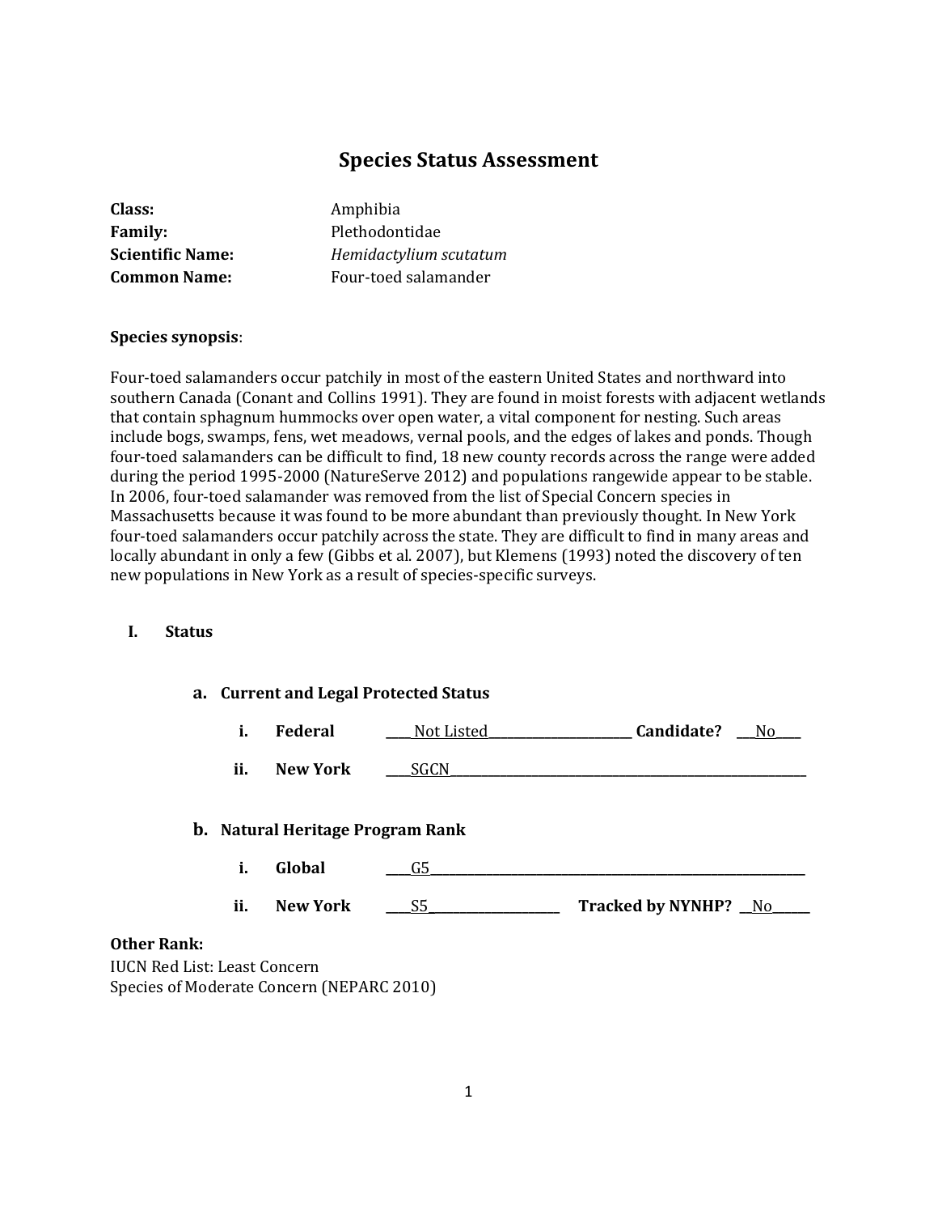# Species Status Assessment

**Class:** Amphibia
**Family:** Plethodontidae
**Scientific Name:** *Hemidactylium scutatum*
**Common Name:** Four-toed salamander

**Species synopsis**:

Four-toed salamanders occur patchily in most of the eastern United States and northward into southern Canada (Conant and Collins 1991). They are found in moist forests with adjacent wetlands that contain sphagnum hummocks over open water, a vital component for nesting. Such areas include bogs, swamps, fens, wet meadows, vernal pools, and the edges of lakes and ponds. Though four-toed salamanders can be difficult to find, 18 new county records across the range were added during the period 1995-2000 (NatureServe 2012) and populations rangewide appear to be stable. In 2006, four-toed salamander was removed from the list of Special Concern species in Massachusetts because it was found to be more abundant than previously thought. In New York four-toed salamanders occur patchily across the state. They are difficult to find in many areas and locally abundant in only a few (Gibbs et al. 2007), but Klemens (1993) noted the discovery of ten new populations in New York as a result of species-specific surveys.

## I. Status

### a. Current and Legal Protected Status

**i. Federal** ____Not Listed____ **Candidate?** ___No___

**ii. New York** ____SGCN____

### b. Natural Heritage Program Rank

**i. Global** ____G5____

**ii. New York** ____S5____ **Tracked by NYNHP?** __No__

**Other Rank:**
IUCN Red List: Least Concern
Species of Moderate Concern (NEPARC 2010)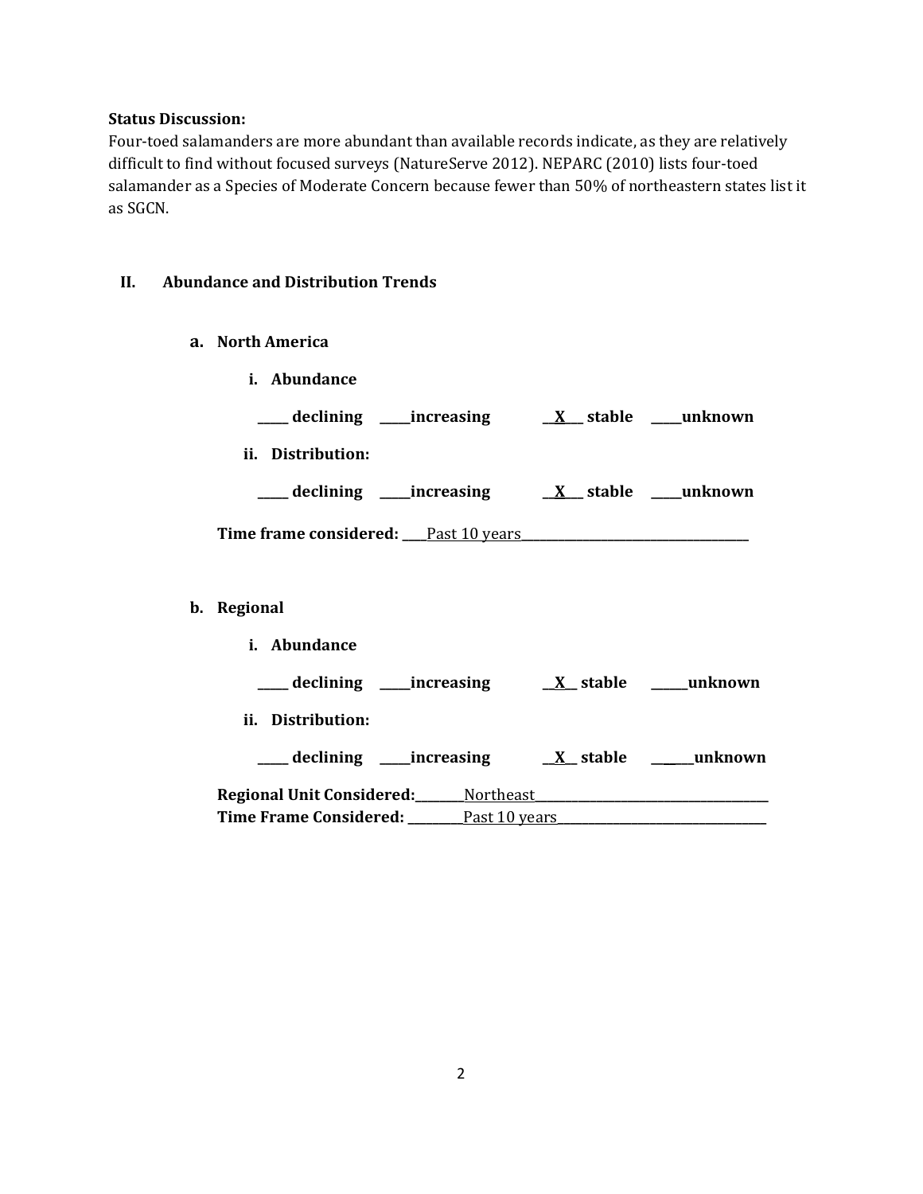**Status Discussion:**
Four-toed salamanders are more abundant than available records indicate, as they are relatively difficult to find without focused surveys (NatureServe 2012). NEPARC (2010) lists four-toed salamander as a Species of Moderate Concern because fewer than 50% of northeastern states list it as SGCN.

## II. Abundance and Distribution Trends

### a. North America

**i. Abundance**

**\_\_\_\_\_ declining \_\_\_\_\_increasing \_\_X\_\_\_ stable \_\_\_\_\_unknown**

**ii. Distribution:**

**\_\_\_\_\_ declining \_\_\_\_\_increasing \_\_X\_\_\_ stable \_\_\_\_\_unknown**

**Time frame considered:** \_\_\_\_Past 10 years\_\_\_\_\_\_\_\_\_\_\_\_\_\_\_\_\_\_\_\_\_\_\_\_\_\_\_\_\_\_\_\_\_\_\_\_\_\_

### b. Regional

**i. Abundance**

**\_\_\_\_\_ declining \_\_\_\_\_increasing \_\_X\_\_ stable \_\_\_\_\_\_unknown**

**ii. Distribution:**

**\_\_\_\_\_ declining \_\_\_\_\_increasing \_\_X\_\_ stable \_\_\_\_\_\_unknown**

**Regional Unit Considered:**\_\_\_\_\_\_\_\_Northeast\_\_\_\_\_\_\_\_\_\_\_\_\_\_\_\_\_\_\_\_\_\_\_\_\_\_\_\_\_\_\_\_\_\_\_\_\_\_\_\_
**Time Frame Considered:** \_\_\_\_\_\_\_\_\_Past 10 years\_\_\_\_\_\_\_\_\_\_\_\_\_\_\_\_\_\_\_\_\_\_\_\_\_\_\_\_\_\_\_\_\_\_\_\_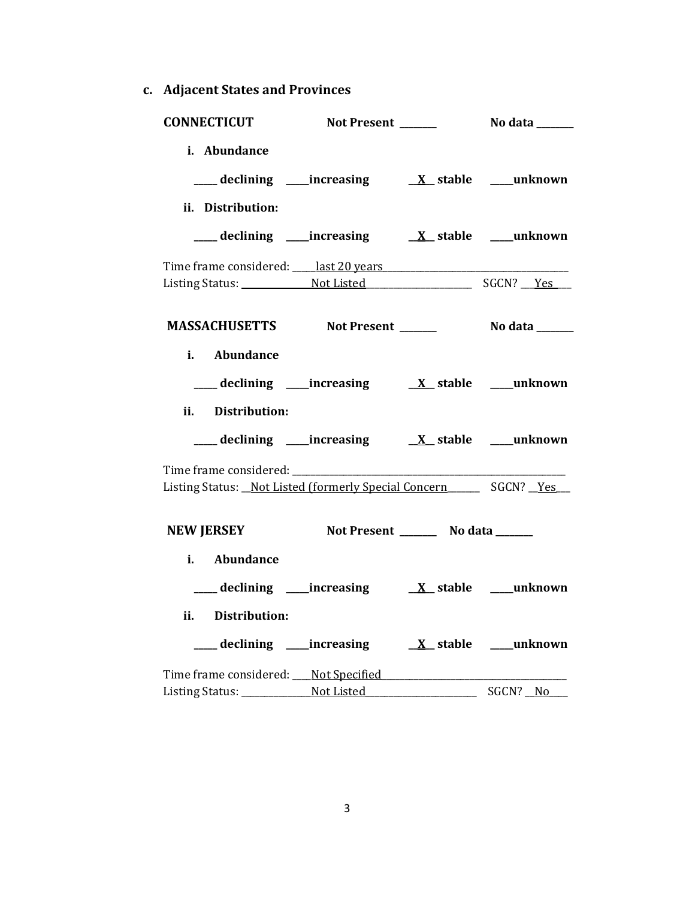### c. Adjacent States and Provinces

**CONNECTICUT** **Not Present** _______ **No data** _______

**i. Abundance**

____ **declining** ____**increasing** __X__ **stable** ____**unknown**

**ii. Distribution:**

____ **declining** ____**increasing** __X__ **stable** ____**unknown**

Time frame considered: ____last 20 years____________________________________
Listing Status: ______________Not Listed______________________ SGCN? __Yes___

**MASSACHUSETTS** **Not Present** _______ **No data** _______

**i. Abundance**

____ **declining** ____**increasing** __X__ **stable** ____**unknown**

**ii. Distribution:**

____ **declining** ____**increasing** __X__ **stable** ____**unknown**

Time frame considered: ____________________________________________________
Listing Status: __Not Listed (formerly Special Concern______ SGCN? __Yes___

**NEW JERSEY** **Not Present** _______ **No data** _______

**i. Abundance**

____ **declining** ____**increasing** __X__ **stable** ____**unknown**

**ii. Distribution:**

____ **declining** ____**increasing** __X__ **stable** ____**unknown**

Time frame considered: ___Not Specified___________________________________
Listing Status: ______________Not Listed______________________ SGCN? __No___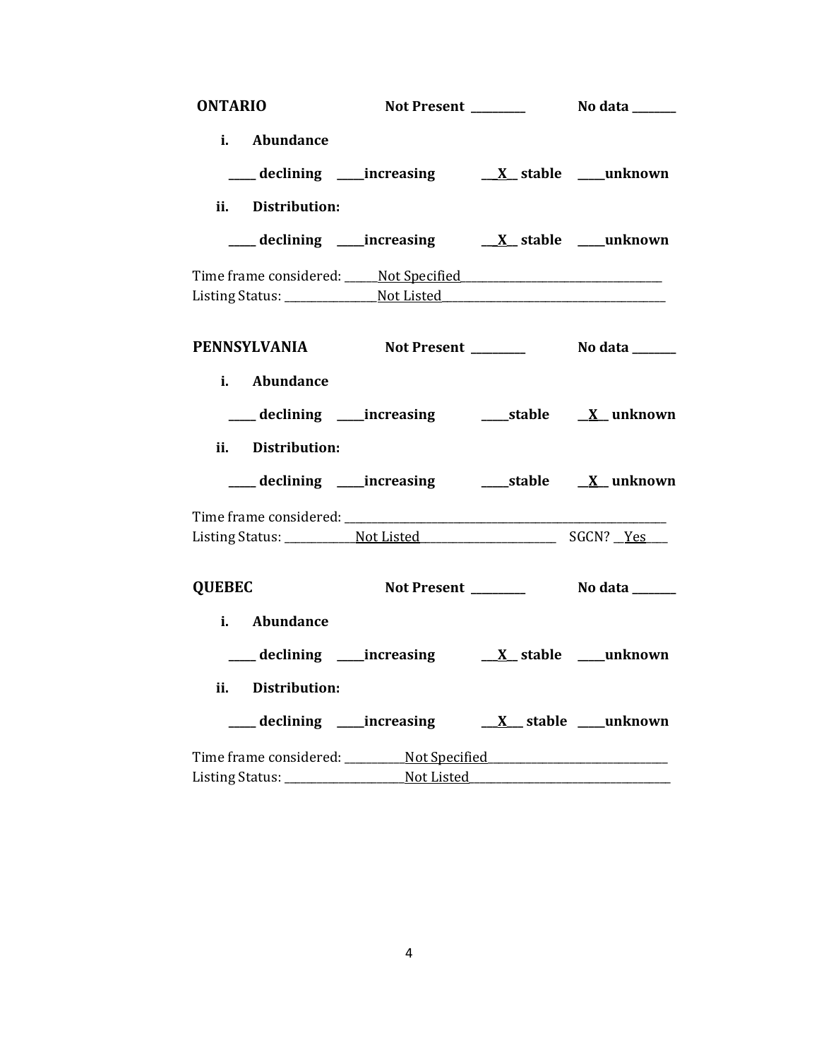**ONTARIO** Not Present _________ No data _______

i. **Abundance**

_____ declining _____increasing __X__ stable _____unknown

ii. **Distribution:**

_____ declining _____increasing __X__ stable _____unknown

Time frame considered: ______Not Specified____________________________________
Listing Status: ________________Not Listed_________________________________________

**PENNSYLVANIA** Not Present _________ No data _______

i. **Abundance**

_____ declining _____increasing _____stable __X__ unknown

ii. **Distribution:**

_____ declining _____increasing _____stable __X__ unknown

Time frame considered: ___________________________________________________________
Listing Status: _____________Not Listed_________________________ SGCN? __Yes____

**QUEBEC** Not Present _________ No data _______

i. **Abundance**

_____ declining _____increasing __X__ stable _____unknown

ii. **Distribution:**

_____ declining _____increasing __X__ stable _____unknown

Time frame considered: ___________Not Specified________________________________
Listing Status: ______________________Not Listed_____________________________________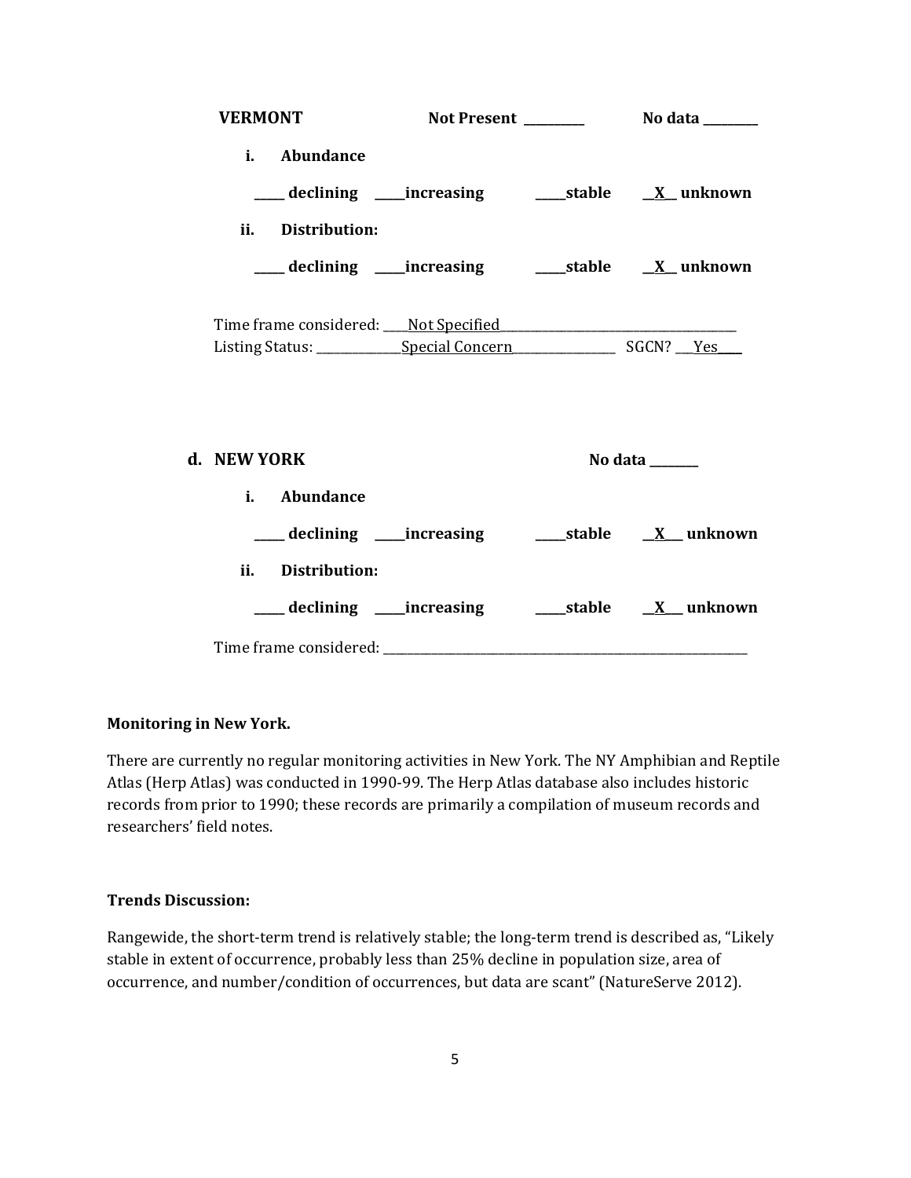**VERMONT** Not Present \_\_\_\_\_\_\_\_\_\_ No data \_\_\_\_\_\_\_\_\_

**i. Abundance**

\_\_\_\_\_ declining \_\_\_\_\_increasing \_\_\_\_\_stable \_\_X\_\_ unknown

**ii. Distribution:**

\_\_\_\_\_ declining \_\_\_\_\_increasing \_\_\_\_\_stable \_\_X\_\_ unknown

Time frame considered: \_\_\_\_Not Specified\_\_\_\_\_\_\_\_\_\_\_\_\_\_\_\_\_\_\_\_\_\_\_\_\_\_\_\_\_\_\_\_\_\_\_\_\_\_\_\_\_
Listing Status: \_\_\_\_\_\_\_\_\_\_\_\_\_\_Special Concern\_\_\_\_\_\_\_\_\_\_\_\_\_\_\_\_\_\_ SGCN? \_\_\_Yes\_\_\_\_

**d. NEW YORK** No data \_\_\_\_\_\_\_\_

**i. Abundance**

\_\_\_\_\_ declining \_\_\_\_\_increasing \_\_\_\_\_stable \_\_X\_\_\_ unknown

**ii. Distribution:**

\_\_\_\_\_ declining \_\_\_\_\_increasing \_\_\_\_\_stable \_\_X\_\_\_ unknown

Time frame considered: \_\_\_\_\_\_\_\_\_\_\_\_\_\_\_\_\_\_\_\_\_\_\_\_\_\_\_\_\_\_\_\_\_\_\_\_\_\_\_\_\_\_\_\_\_\_\_\_\_\_\_\_\_\_\_\_\_\_\_\_\_\_\_\_

**Monitoring in New York.**

There are currently no regular monitoring activities in New York. The NY Amphibian and Reptile Atlas (Herp Atlas) was conducted in 1990-99. The Herp Atlas database also includes historic records from prior to 1990; these records are primarily a compilation of museum records and researchers' field notes.

**Trends Discussion:**

Rangewide, the short-term trend is relatively stable; the long-term trend is described as, "Likely stable in extent of occurrence, probably less than 25% decline in population size, area of occurrence, and number/condition of occurrences, but data are scant" (NatureServe 2012).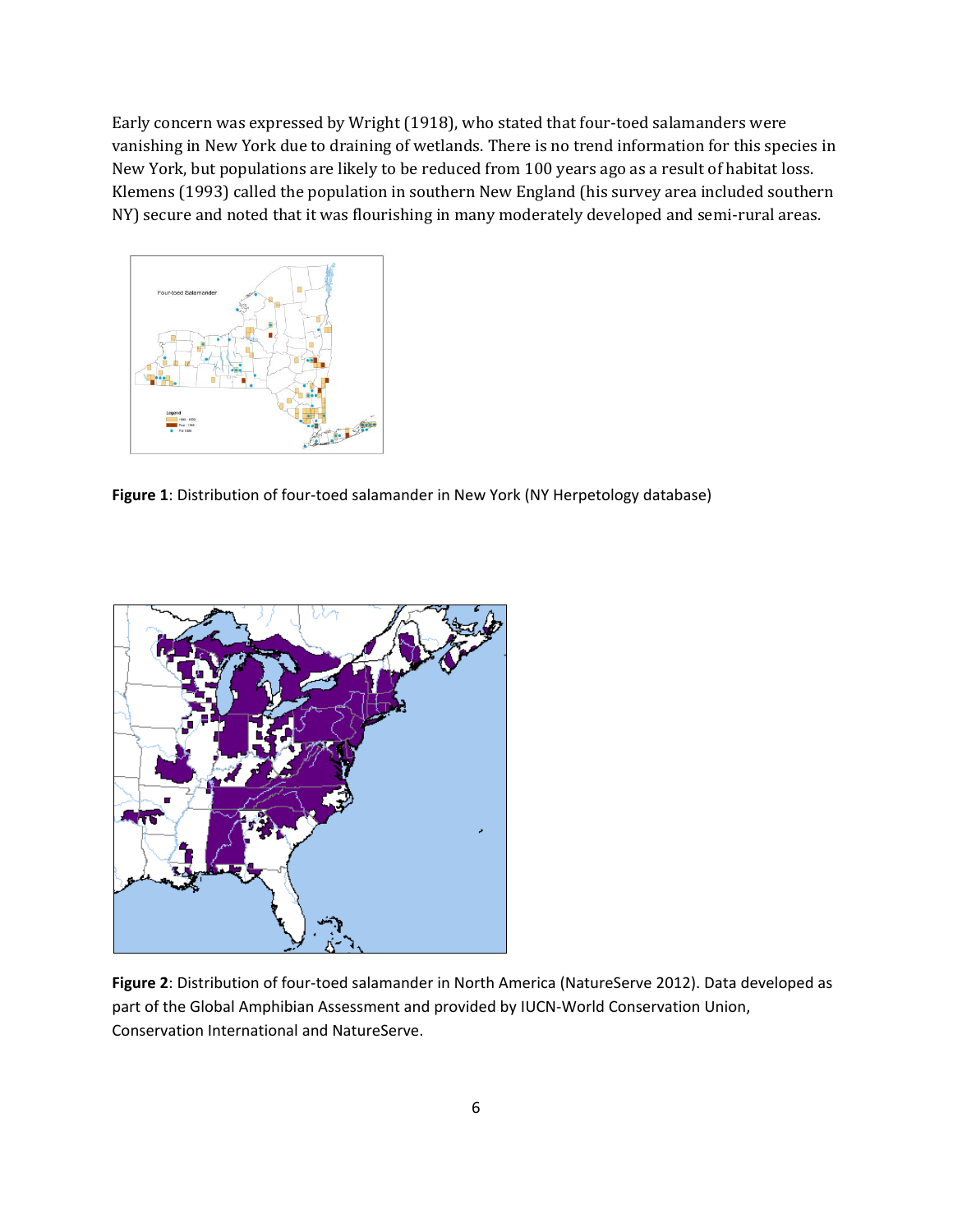Early concern was expressed by Wright (1918), who stated that four-toed salamanders were vanishing in New York due to draining of wetlands. There is no trend information for this species in New York, but populations are likely to be reduced from 100 years ago as a result of habitat loss. Klemens (1993) called the population in southern New England (his survey area included southern NY) secure and noted that it was flourishing in many moderately developed and semi-rural areas.

**Figure 1**: Distribution of four-toed salamander in New York (NY Herpetology database)

**Figure 2**: Distribution of four-toed salamander in North America (NatureServe 2012). Data developed as part of the Global Amphibian Assessment and provided by IUCN-World Conservation Union, Conservation International and NatureServe.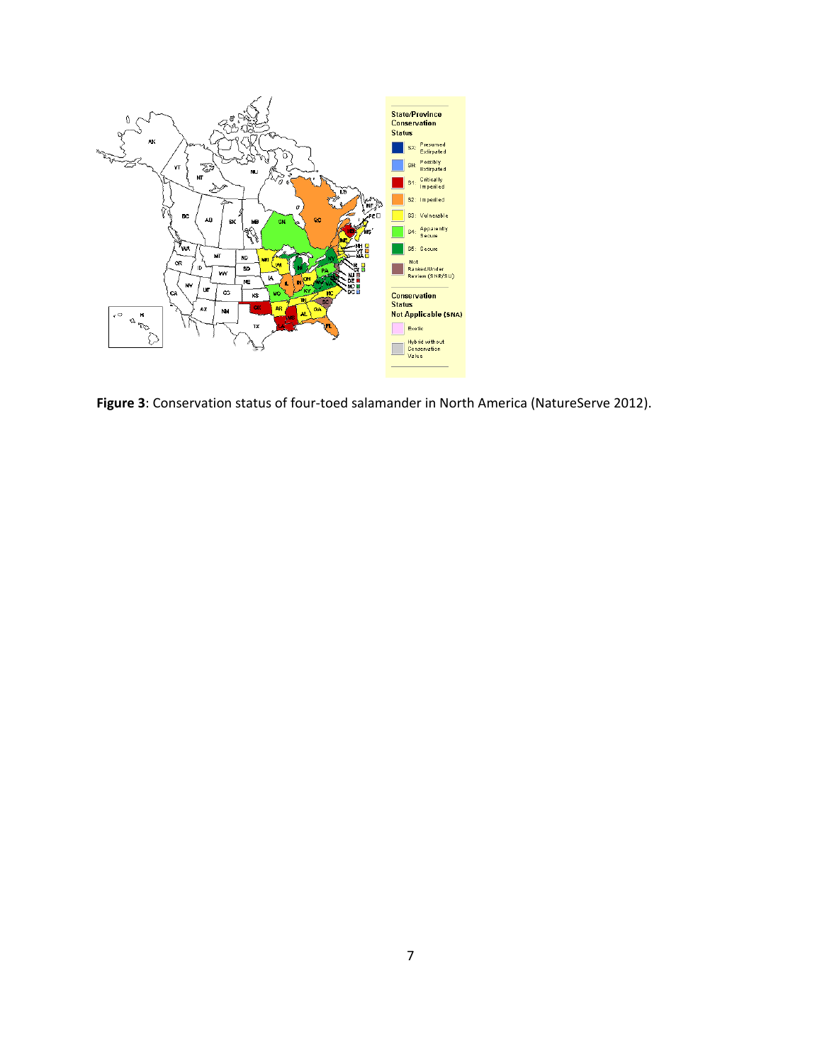**Figure 3**: Conservation status of four-toed salamander in North America (NatureServe 2012).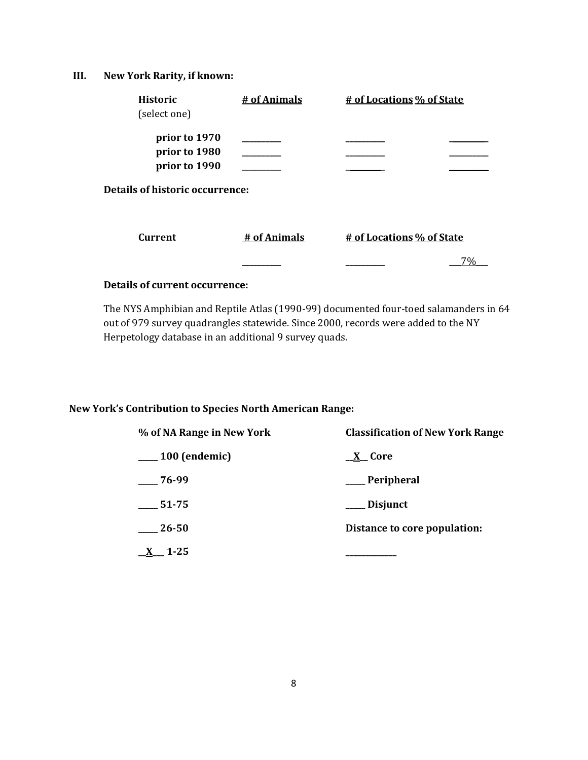### III. New York Rarity, if known:

| Historic (select one) | # of Animals | # of Locations | % of State |
|---|---|---|---|
| prior to 1970 | _________ | _________ | _________ |
| prior to 1980 | _________ | _________ | _________ |
| prior to 1990 | _________ | _________ | _________ |

**Details of historic occurrence:**

| Current | # of Animals | # of Locations | % of State |
|---|---|---|---|
| | _________ | _________ | ___7%___ |

**Details of current occurrence:**

The NYS Amphibian and Reptile Atlas (1990-99) documented four-toed salamanders in 64 out of 979 survey quadrangles statewide. Since 2000, records were added to the NY Herpetology database in an additional 9 survey quads.

**New York's Contribution to Species North American Range:**

| % of NA Range in New York | Classification of New York Range |
|---|---|
| _____ 100 (endemic) | \_\_X\_\_ Core |
| _____ 76-99 | _____ Peripheral |
| _____ 51-75 | _____ Disjunct |
| _____ 26-50 | **Distance to core population:** |
| \_\_X\_\_\_ 1-25 | _____________ |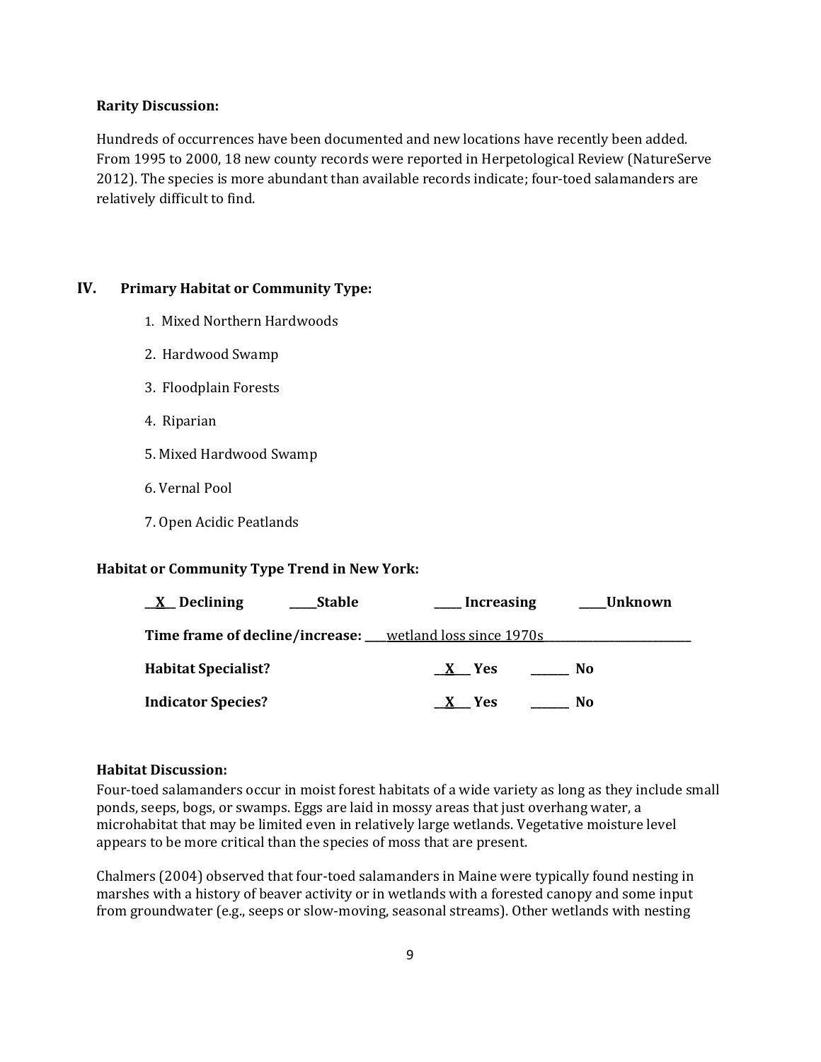**Rarity Discussion:**

Hundreds of occurrences have been documented and new locations have recently been added. From 1995 to 2000, 18 new county records were reported in Herpetological Review (NatureServe 2012). The species is more abundant than available records indicate; four-toed salamanders are relatively difficult to find.

## IV. Primary Habitat or Community Type:

1. Mixed Northern Hardwoods
2. Hardwood Swamp
3. Floodplain Forests
4. Riparian
5. Mixed Hardwood Swamp
6. Vernal Pool
7. Open Acidic Peatlands

**Habitat or Community Type Trend in New York:**

__X__ **Declining** _____ **Stable** _____ **Increasing** _____ **Unknown**

**Time frame of decline/increase:** ____wetland loss since 1970s____________________

**Habitat Specialist?** __X__ **Yes** ______ **No**

**Indicator Species?** __X__ **Yes** ______ **No**

**Habitat Discussion:**

Four-toed salamanders occur in moist forest habitats of a wide variety as long as they include small ponds, seeps, bogs, or swamps. Eggs are laid in mossy areas that just overhang water, a microhabitat that may be limited even in relatively large wetlands. Vegetative moisture level appears to be more critical than the species of moss that are present.

Chalmers (2004) observed that four-toed salamanders in Maine were typically found nesting in marshes with a history of beaver activity or in wetlands with a forested canopy and some input from groundwater (e.g., seeps or slow-moving, seasonal streams). Other wetlands with nesting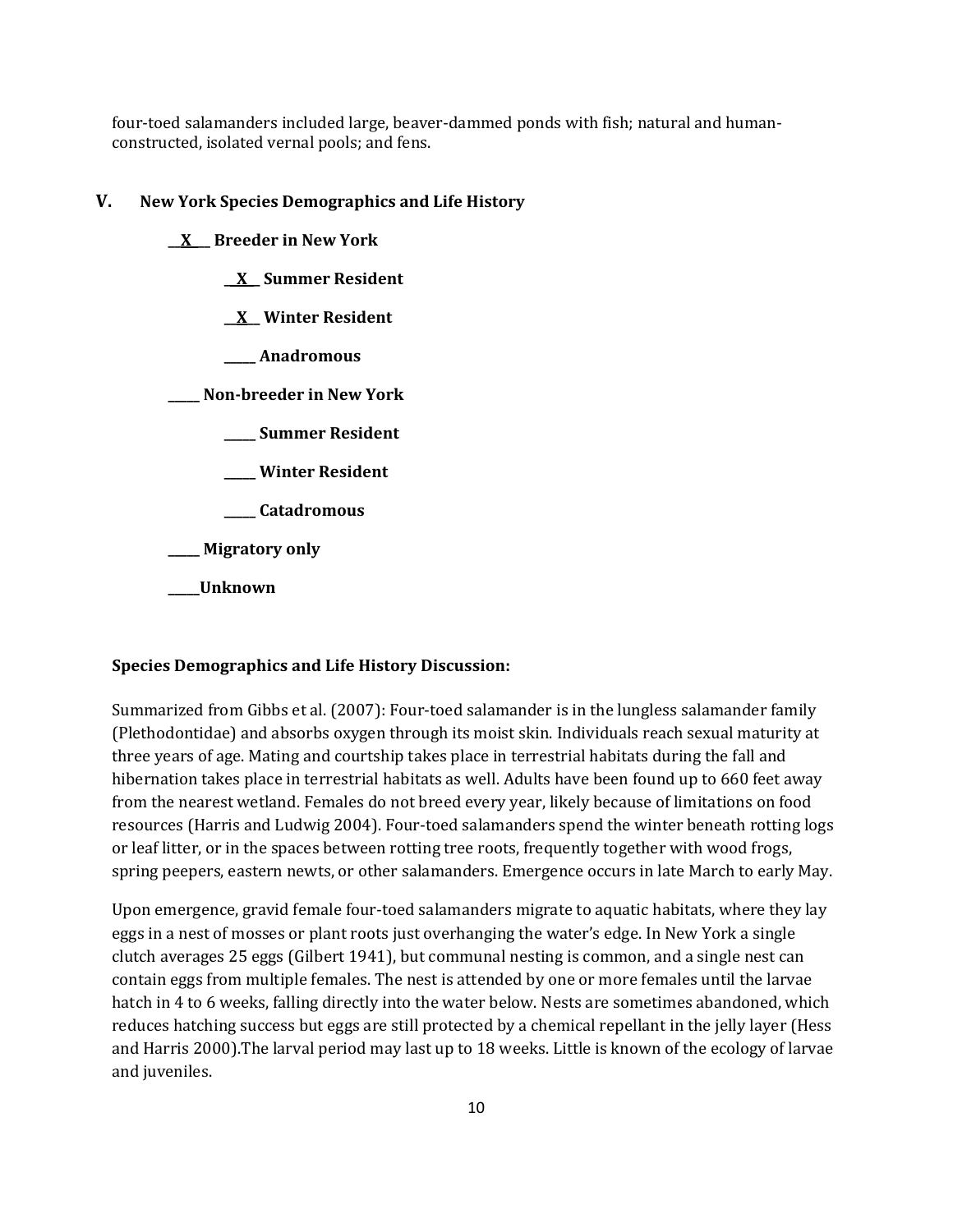four-toed salamanders included large, beaver-dammed ponds with fish; natural and human-constructed, isolated vernal pools; and fens.

## V. New York Species Demographics and Life History

__X__ **Breeder in New York**

  __X__ **Summer Resident**

  __X__ **Winter Resident**

  _____ **Anadromous**

_____ **Non-breeder in New York**

  _____ **Summer Resident**

  _____ **Winter Resident**

  _____ **Catadromous**

_____ **Migratory only**

_____**Unknown**

### Species Demographics and Life History Discussion:

Summarized from Gibbs et al. (2007): Four-toed salamander is in the lungless salamander family (Plethodontidae) and absorbs oxygen through its moist skin. Individuals reach sexual maturity at three years of age. Mating and courtship takes place in terrestrial habitats during the fall and hibernation takes place in terrestrial habitats as well. Adults have been found up to 660 feet away from the nearest wetland. Females do not breed every year, likely because of limitations on food resources (Harris and Ludwig 2004). Four-toed salamanders spend the winter beneath rotting logs or leaf litter, or in the spaces between rotting tree roots, frequently together with wood frogs, spring peepers, eastern newts, or other salamanders. Emergence occurs in late March to early May.

Upon emergence, gravid female four-toed salamanders migrate to aquatic habitats, where they lay eggs in a nest of mosses or plant roots just overhanging the water's edge. In New York a single clutch averages 25 eggs (Gilbert 1941), but communal nesting is common, and a single nest can contain eggs from multiple females. The nest is attended by one or more females until the larvae hatch in 4 to 6 weeks, falling directly into the water below. Nests are sometimes abandoned, which reduces hatching success but eggs are still protected by a chemical repellant in the jelly layer (Hess and Harris 2000).The larval period may last up to 18 weeks. Little is known of the ecology of larvae and juveniles.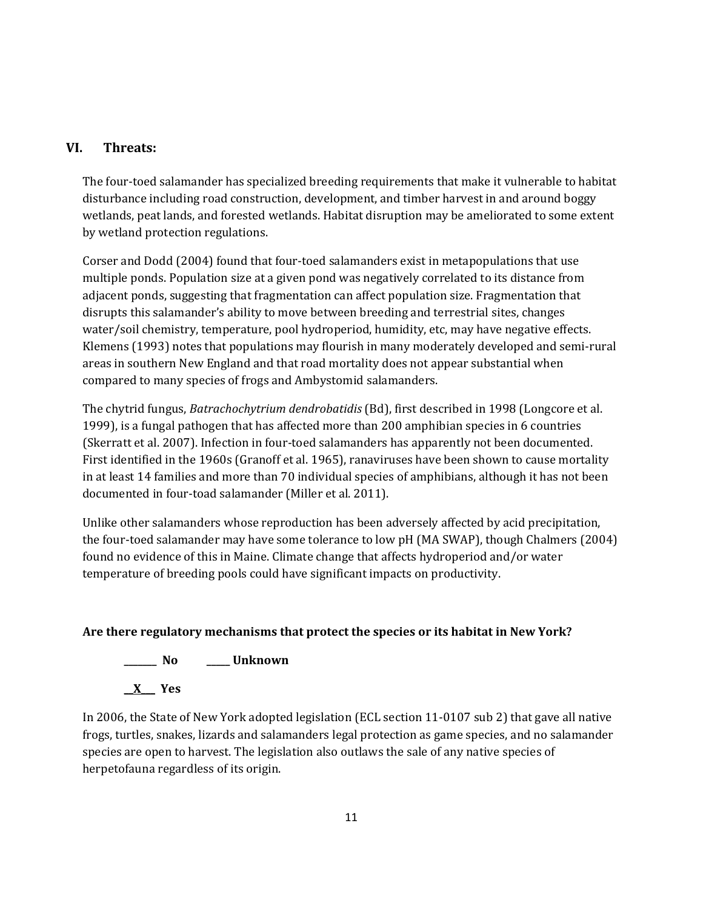## VI. Threats:

The four-toed salamander has specialized breeding requirements that make it vulnerable to habitat disturbance including road construction, development, and timber harvest in and around boggy wetlands, peat lands, and forested wetlands. Habitat disruption may be ameliorated to some extent by wetland protection regulations.

Corser and Dodd (2004) found that four-toed salamanders exist in metapopulations that use multiple ponds. Population size at a given pond was negatively correlated to its distance from adjacent ponds, suggesting that fragmentation can affect population size. Fragmentation that disrupts this salamander's ability to move between breeding and terrestrial sites, changes water/soil chemistry, temperature, pool hydroperiod, humidity, etc, may have negative effects. Klemens (1993) notes that populations may flourish in many moderately developed and semi-rural areas in southern New England and that road mortality does not appear substantial when compared to many species of frogs and Ambystomid salamanders.

The chytrid fungus, *Batrachochytrium dendrobatidis* (Bd), first described in 1998 (Longcore et al. 1999), is a fungal pathogen that has affected more than 200 amphibian species in 6 countries (Skerratt et al. 2007). Infection in four-toed salamanders has apparently not been documented. First identified in the 1960s (Granoff et al. 1965), ranaviruses have been shown to cause mortality in at least 14 families and more than 70 individual species of amphibians, although it has not been documented in four-toad salamander (Miller et al. 2011).

Unlike other salamanders whose reproduction has been adversely affected by acid precipitation, the four-toed salamander may have some tolerance to low pH (MA SWAP), though Chalmers (2004) found no evidence of this in Maine. Climate change that affects hydroperiod and/or water temperature of breeding pools could have significant impacts on productivity.

**Are there regulatory mechanisms that protect the species or its habitat in New York?**

**_______ No        _____ Unknown**

**__X___ Yes**

In 2006, the State of New York adopted legislation (ECL section 11-0107 sub 2) that gave all native frogs, turtles, snakes, lizards and salamanders legal protection as game species, and no salamander species are open to harvest. The legislation also outlaws the sale of any native species of herpetofauna regardless of its origin.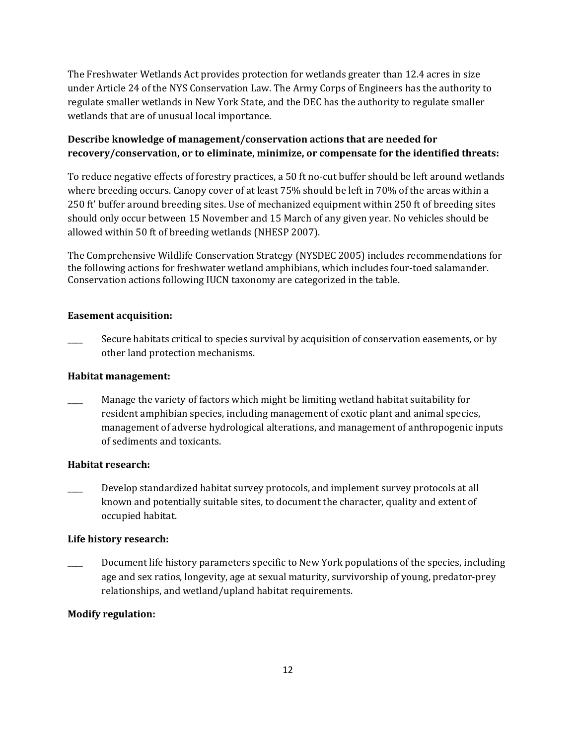The Freshwater Wetlands Act provides protection for wetlands greater than 12.4 acres in size under Article 24 of the NYS Conservation Law. The Army Corps of Engineers has the authority to regulate smaller wetlands in New York State, and the DEC has the authority to regulate smaller wetlands that are of unusual local importance.

**Describe knowledge of management/conservation actions that are needed for recovery/conservation, or to eliminate, minimize, or compensate for the identified threats:**

To reduce negative effects of forestry practices, a 50 ft no-cut buffer should be left around wetlands where breeding occurs. Canopy cover of at least 75% should be left in 70% of the areas within a 250 ft' buffer around breeding sites. Use of mechanized equipment within 250 ft of breeding sites should only occur between 15 November and 15 March of any given year. No vehicles should be allowed within 50 ft of breeding wetlands (NHESP 2007).

The Comprehensive Wildlife Conservation Strategy (NYSDEC 2005) includes recommendations for the following actions for freshwater wetland amphibians, which includes four-toed salamander. Conservation actions following IUCN taxonomy are categorized in the table.

**Easement acquisition:**

____ Secure habitats critical to species survival by acquisition of conservation easements, or by other land protection mechanisms.

**Habitat management:**

____ Manage the variety of factors which might be limiting wetland habitat suitability for resident amphibian species, including management of exotic plant and animal species, management of adverse hydrological alterations, and management of anthropogenic inputs of sediments and toxicants.

**Habitat research:**

____ Develop standardized habitat survey protocols, and implement survey protocols at all known and potentially suitable sites, to document the character, quality and extent of occupied habitat.

**Life history research:**

____ Document life history parameters specific to New York populations of the species, including age and sex ratios, longevity, age at sexual maturity, survivorship of young, predator-prey relationships, and wetland/upland habitat requirements.

**Modify regulation:**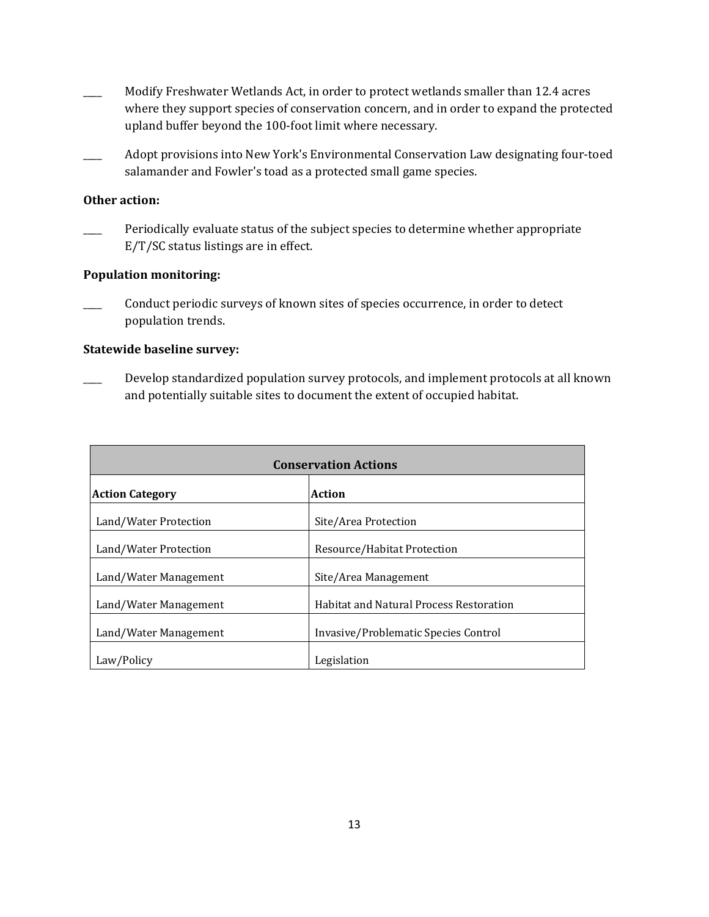____ Modify Freshwater Wetlands Act, in order to protect wetlands smaller than 12.4 acres where they support species of conservation concern, and in order to expand the protected upland buffer beyond the 100-foot limit where necessary.

____ Adopt provisions into New York's Environmental Conservation Law designating four-toed salamander and Fowler's toad as a protected small game species.

**Other action:**

____ Periodically evaluate status of the subject species to determine whether appropriate E/T/SC status listings are in effect.

**Population monitoring:**

____ Conduct periodic surveys of known sites of species occurrence, in order to detect population trends.

**Statewide baseline survey:**

____ Develop standardized population survey protocols, and implement protocols at all known and potentially suitable sites to document the extent of occupied habitat.

| Conservation Actions | |
|---|---|
| **Action Category** | **Action** |
| Land/Water Protection | Site/Area Protection |
| Land/Water Protection | Resource/Habitat Protection |
| Land/Water Management | Site/Area Management |
| Land/Water Management | Habitat and Natural Process Restoration |
| Land/Water Management | Invasive/Problematic Species Control |
| Law/Policy | Legislation |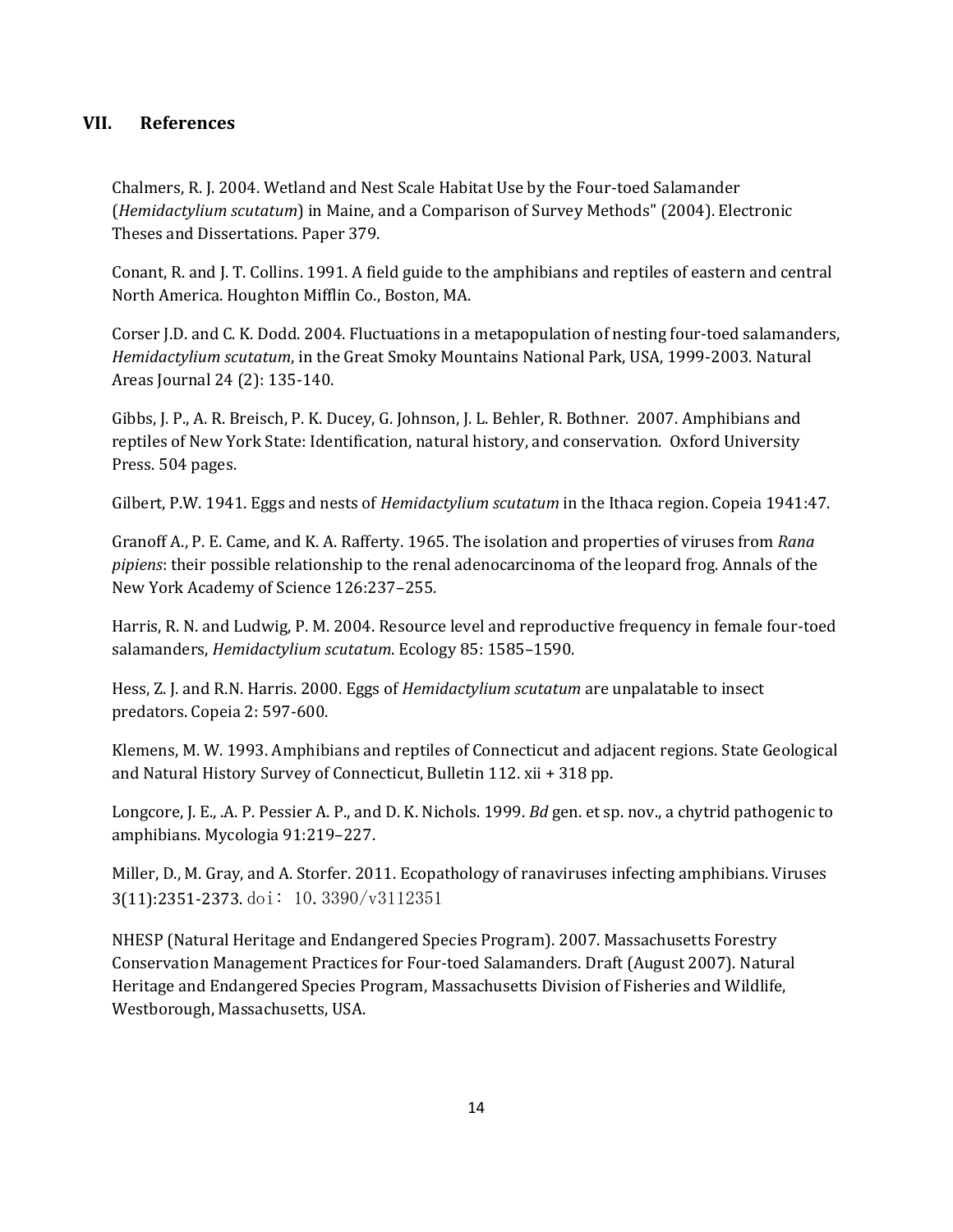## VII. References

Chalmers, R. J. 2004. Wetland and Nest Scale Habitat Use by the Four-toed Salamander (*Hemidactylium scutatum*) in Maine, and a Comparison of Survey Methods" (2004). Electronic Theses and Dissertations. Paper 379.

Conant, R. and J. T. Collins. 1991. A field guide to the amphibians and reptiles of eastern and central North America. Houghton Mifflin Co., Boston, MA.

Corser J.D. and C. K. Dodd. 2004. Fluctuations in a metapopulation of nesting four-toed salamanders, *Hemidactylium scutatum*, in the Great Smoky Mountains National Park, USA, 1999-2003. Natural Areas Journal 24 (2): 135-140.

Gibbs, J. P., A. R. Breisch, P. K. Ducey, G. Johnson, J. L. Behler, R. Bothner. 2007. Amphibians and reptiles of New York State: Identification, natural history, and conservation. Oxford University Press. 504 pages.

Gilbert, P.W. 1941. Eggs and nests of *Hemidactylium scutatum* in the Ithaca region. Copeia 1941:47.

Granoff A., P. E. Came, and K. A. Rafferty. 1965. The isolation and properties of viruses from *Rana pipiens*: their possible relationship to the renal adenocarcinoma of the leopard frog. Annals of the New York Academy of Science 126:237–255.

Harris, R. N. and Ludwig, P. M. 2004. Resource level and reproductive frequency in female four-toed salamanders, *Hemidactylium scutatum*. Ecology 85: 1585–1590.

Hess, Z. J. and R.N. Harris. 2000. Eggs of *Hemidactylium scutatum* are unpalatable to insect predators. Copeia 2: 597-600.

Klemens, M. W. 1993. Amphibians and reptiles of Connecticut and adjacent regions. State Geological and Natural History Survey of Connecticut, Bulletin 112. xii + 318 pp.

Longcore, J. E., .A. P. Pessier A. P., and D. K. Nichols. 1999. *Bd* gen. et sp. nov., a chytrid pathogenic to amphibians. Mycologia 91:219–227.

Miller, D., M. Gray, and A. Storfer. 2011. Ecopathology of ranaviruses infecting amphibians. Viruses 3(11):2351-2373. doi： 10.3390/v3112351

NHESP (Natural Heritage and Endangered Species Program). 2007. Massachusetts Forestry Conservation Management Practices for Four-toed Salamanders. Draft (August 2007). Natural Heritage and Endangered Species Program, Massachusetts Division of Fisheries and Wildlife, Westborough, Massachusetts, USA.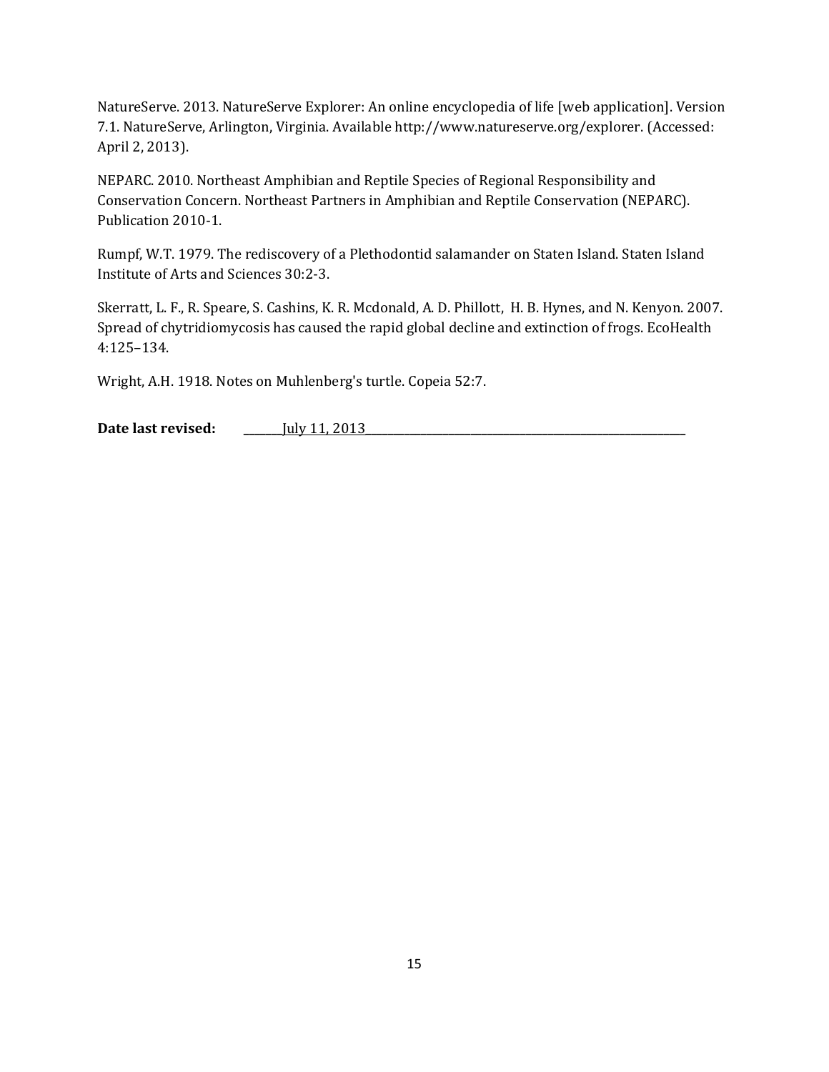NatureServe. 2013. NatureServe Explorer: An online encyclopedia of life [web application]. Version 7.1. NatureServe, Arlington, Virginia. Available http://www.natureserve.org/explorer. (Accessed: April 2, 2013).

NEPARC. 2010. Northeast Amphibian and Reptile Species of Regional Responsibility and Conservation Concern. Northeast Partners in Amphibian and Reptile Conservation (NEPARC). Publication 2010-1.

Rumpf, W.T. 1979. The rediscovery of a Plethodontid salamander on Staten Island. Staten Island Institute of Arts and Sciences 30:2-3.

Skerratt, L. F., R. Speare, S. Cashins, K. R. Mcdonald, A. D. Phillott, H. B. Hynes, and N. Kenyon. 2007. Spread of chytridiomycosis has caused the rapid global decline and extinction of frogs. EcoHealth 4:125–134.

Wright, A.H. 1918. Notes on Muhlenberg's turtle. Copeia 52:7.

**Date last revised:** July 11, 2013